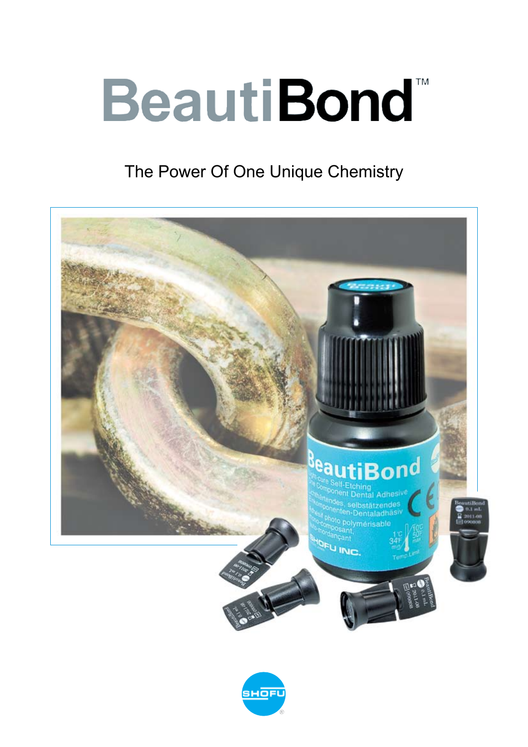# BeautiBond™

The Power Of One Unique Chemistry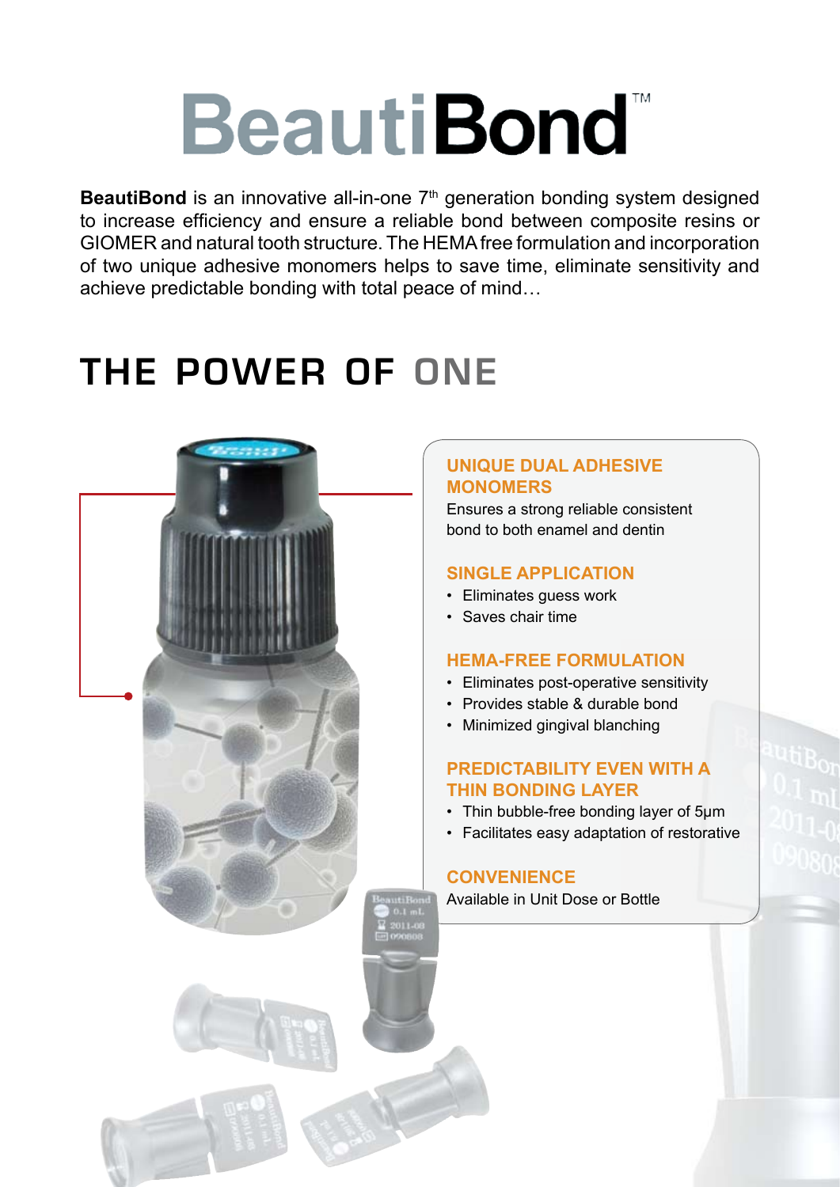# BeautiBond™

**BeautiBond** is an innovative all-in-one 7th generation bonding system designed to increase efficiency and ensure a reliable bond between composite resins or GIOMER and natural tooth structure. The HEMA free formulation and incorporation of two unique adhesive monomers helps to save time, eliminate sensitivity and achieve predictable bonding with total peace of mind…

## THE POWER OF ONE

### UNIQUE DUAL ADHESIVE MONOMERS

Ensures a strong reliable consistent bond to both enamel and dentin

### SINGLE APPLICATION

- Eliminates guess work
- Saves chair time

### HEMA-FREE FORMULATION

- Eliminates post-operative sensitivity
- Provides stable & durable bond
- Minimized gingival blanching

### PREDICTABILITY EVEN WITH A THIN BONDING LAYER

- Thin bubble-free bonding layer of 5μm
- Facilitates easy adaptation of restorative

### CONVENIENCE

Available in Unit Dose or Bottle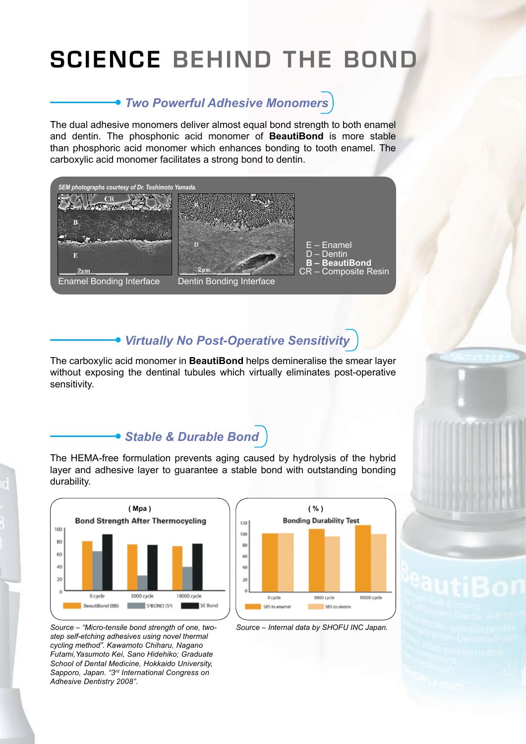# SCIENCE BEHIND THE BOND

## *Two Powerful Adhesive Monomers*

The dual adhesive monomers deliver almost equal bond strength to both enamel and dentin. The phosphonic acid monomer of **BeautiBond** is more stable than phosphoric acid monomer which enhances bonding to tooth enamel. The carboxylic acid monomer facilitates a strong bond to dentin.

*SEM photographs courtesy of Dr. Toshimoto Yamada.*

Enamel Bonding Interface

Dentin Bonding Interface

E – Enamel
D – Dentin
**B – BeautiBond**
CR – Composite Resin

## *Virtually No Post-Operative Sensitivity*

The carboxylic acid monomer in **BeautiBond** helps demineralise the smear layer without exposing the dentinal tubules which virtually eliminates post-operative sensitivity.

## *Stable & Durable Bond*

The HEMA-free formulation prevents aging caused by hydrolysis of the hybrid layer and adhesive layer to guarantee a stable bond with outstanding bonding durability.

**Bond Strength After Thermocycling** (Mpa)

Legend: BeautiBond (BB), S³BOND (S³), SE Bond — 0 cycle, 5000 cycle, 10000 cycle

*Source – "Micro-tensile bond strength of one, two-step self-etching adhesives using novel thermal cycling method". Kawamoto Chiharu, Nagano Futami, Yasumoto Kei, Sano Hidehiko; Graduate School of Dental Medicine, Hokkaido University, Sapporo, Japan. "3rd International Congress on Adhesive Dentistry 2008".*

**Bonding Durability Test** (%)

Legend: SBS to enamel, SBS to dentin — 0 cycle, 5000 cycle, 10000 cycle

*Source – Internal data by SHOFU INC Japan.*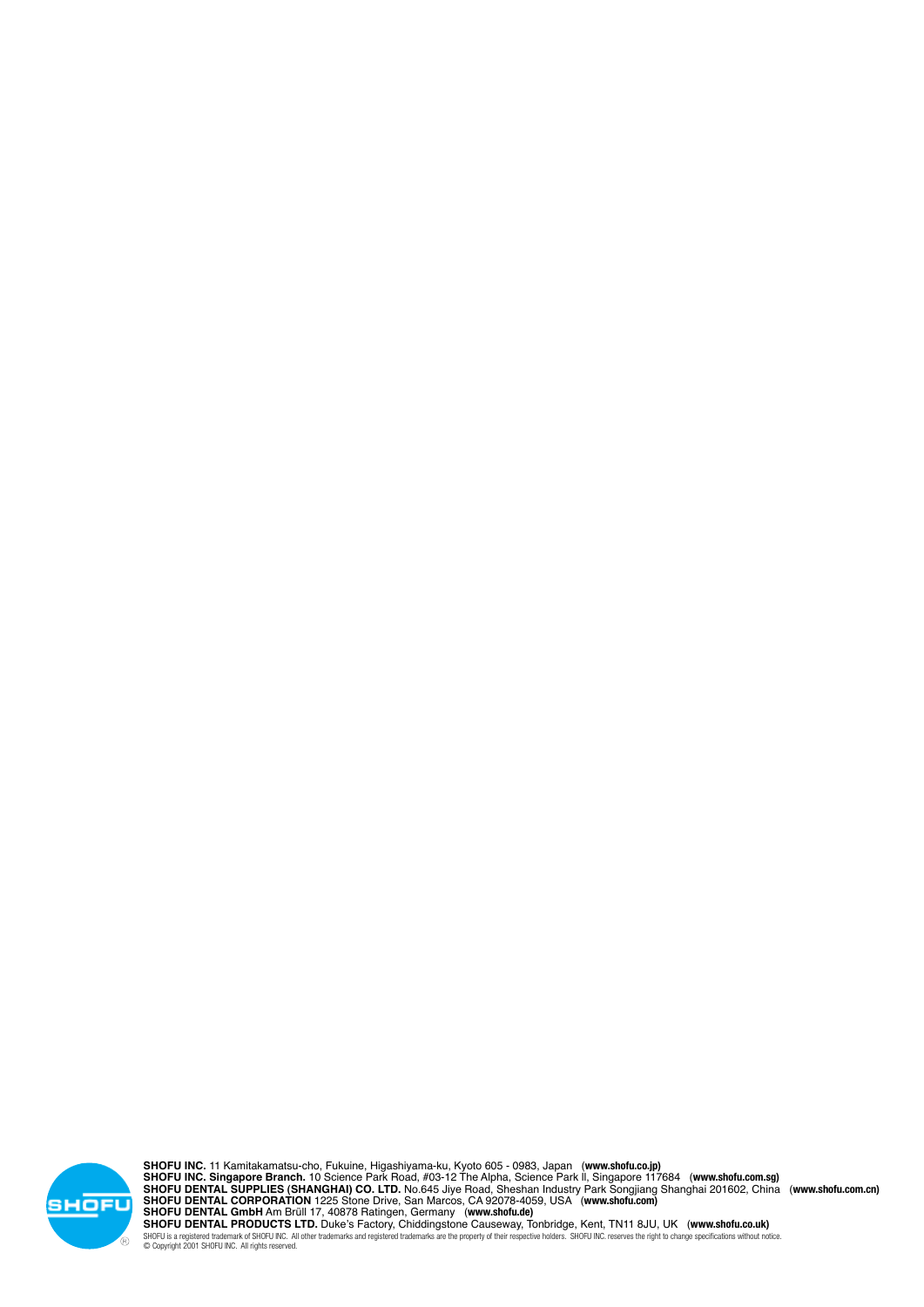**SHOFU INC.** 11 Kamitakamatsu-cho, Fukuine, Higashiyama-ku, Kyoto 605 - 0983, Japan (**www.shofu.co.jp)**
**SHOFU INC. Singapore Branch.** 10 Science Park Road, #03-12 The Alpha, Science Park II, Singapore 117684 (**www.shofu.com.sg)**
**SHOFU DENTAL SUPPLIES (SHANGHAI) CO. LTD.** No.645 Jiye Road, Sheshan Industry Park Songjiang Shanghai 201602, China (**www.shofu.com.cn)**
**SHOFU DENTAL CORPORATION** 1225 Stone Drive, San Marcos, CA 92078-4059, USA (**www.shofu.com)**
**SHOFU DENTAL GmbH** Am Brüll 17, 40878 Ratingen, Germany (**www.shofu.de)**
**SHOFU DENTAL PRODUCTS LTD.** Duke's Factory, Chiddingstone Causeway, Tonbridge, Kent, TN11 8JU, UK (**www.shofu.co.uk)**

SHOFU is a registered trademark of SHOFU INC. All other trademarks and registered trademarks are the property of their respective holders. SHOFU INC. reserves the right to change specifications without notice.
© Copyright 2001 SHOFU INC. All rights reserved.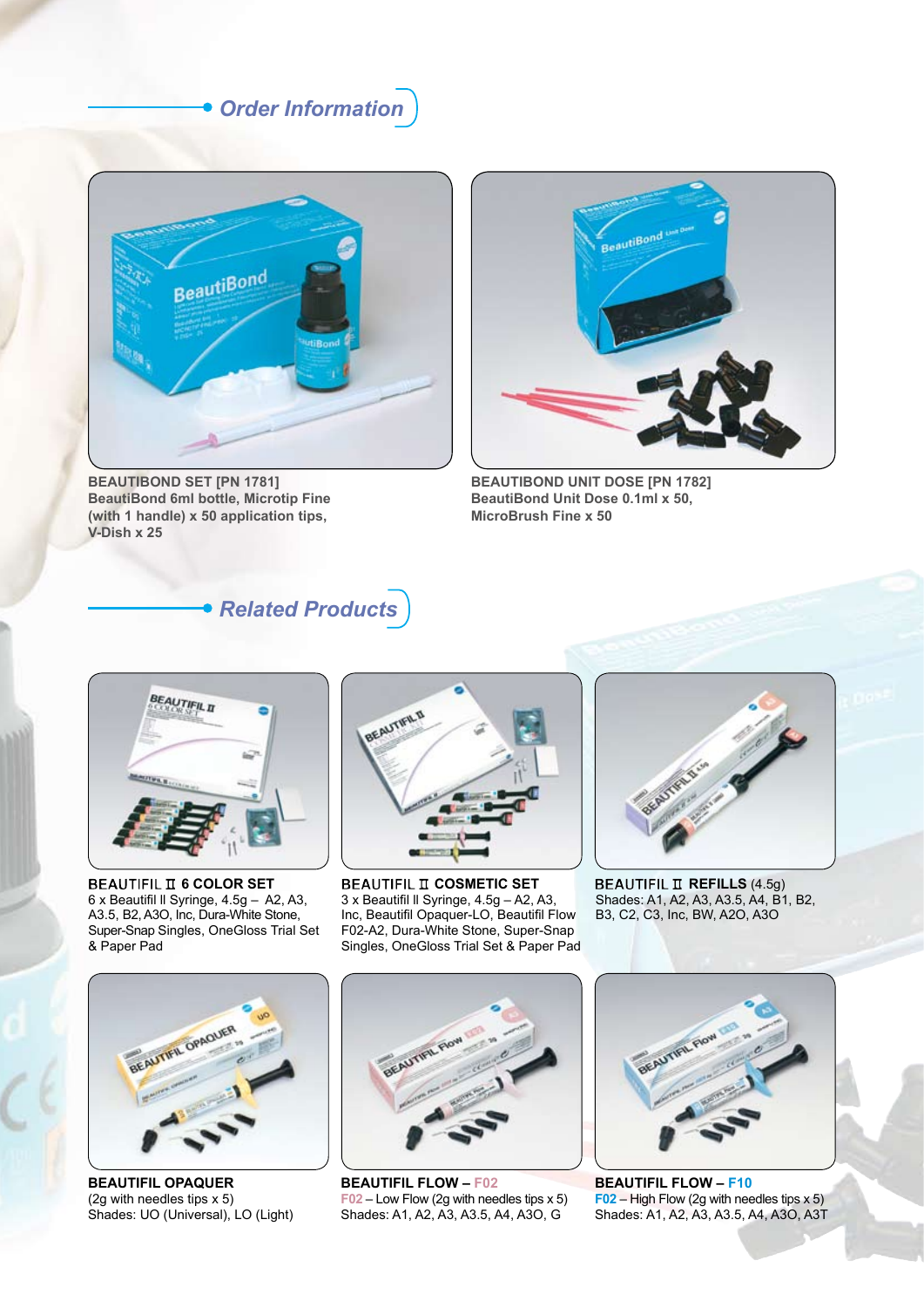## Order Information

**BEAUTIBOND SET [PN 1781]**
**BeautiBond 6ml bottle, Microtip Fine (with 1 handle) x 50 application tips, V-Dish x 25**

**BEAUTIBOND UNIT DOSE [PN 1782]**
**BeautiBond Unit Dose 0.1ml x 50, MicroBrush Fine x 50**

## Related Products

**BEAUTIFIL II 6 COLOR SET**
6 x Beautifil II Syringe, 4.5g – A2, A3, A3.5, B2, A3O, Inc, Dura-White Stone, Super-Snap Singles, OneGloss Trial Set & Paper Pad

**BEAUTIFIL II COSMETIC SET**
3 x Beautifil II Syringe, 4.5g – A2, A3, Inc, Beautifil Opaquer-LO, Beautifil Flow F02-A2, Dura-White Stone, Super-Snap Singles, OneGloss Trial Set & Paper Pad

**BEAUTIFIL II REFILLS** (4.5g)
Shades: A1, A2, A3, A3.5, A4, B1, B2, B3, C2, C3, Inc, BW, A2O, A3O

**BEAUTIFIL OPAQUER**
(2g with needles tips x 5)
Shades: UO (Universal), LO (Light)

**BEAUTIFIL FLOW – F02**
F02 – Low Flow (2g with needles tips x 5)
Shades: A1, A2, A3, A3.5, A4, A3O, G

**BEAUTIFIL FLOW – F10**
F02 – High Flow (2g with needles tips x 5)
Shades: A1, A2, A3, A3.5, A4, A3O, A3T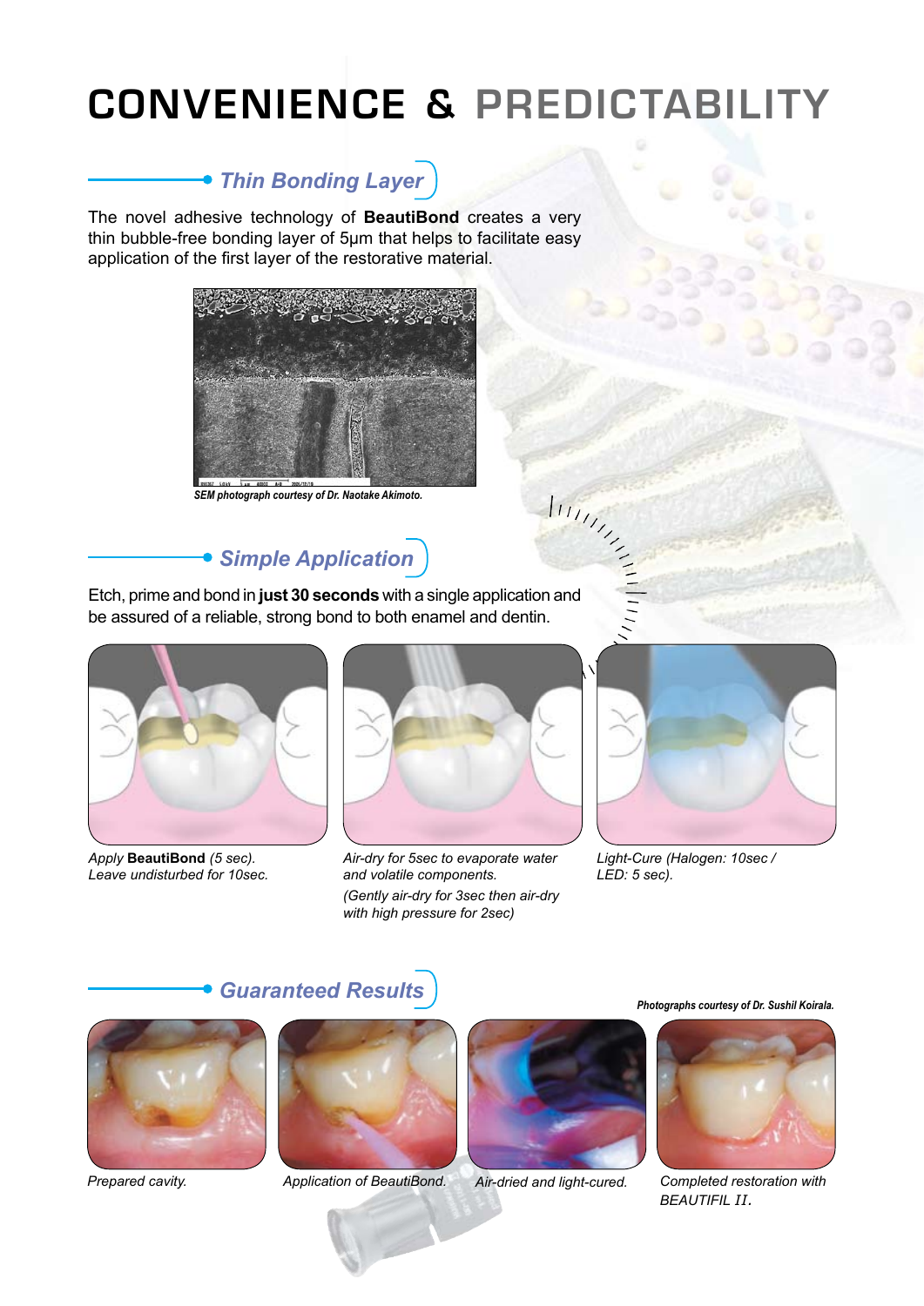# CONVENIENCE & PREDICTABILITY

## Thin Bonding Layer

The novel adhesive technology of **BeautiBond** creates a very thin bubble-free bonding layer of 5μm that helps to facilitate easy application of the first layer of the restorative material.

*SEM photograph courtesy of Dr. Naotake Akimoto.*

## Simple Application

Etch, prime and bond in **just 30 seconds** with a single application and be assured of a reliable, strong bond to both enamel and dentin.

*Apply **BeautiBond** (5 sec). Leave undisturbed for 10sec.*

*Air-dry for 5sec to evaporate water and volatile components.*
*(Gently air-dry for 3sec then air-dry with high pressure for 2sec)*

*Light-Cure (Halogen: 10sec / LED: 5 sec).*

## Guaranteed Results

*Photographs courtesy of Dr. Sushil Koirala.*

*Prepared cavity.*

*Application of BeautiBond.*

*Air-dried and light-cured.*

*Completed restoration with BEAUTIFIL II.*